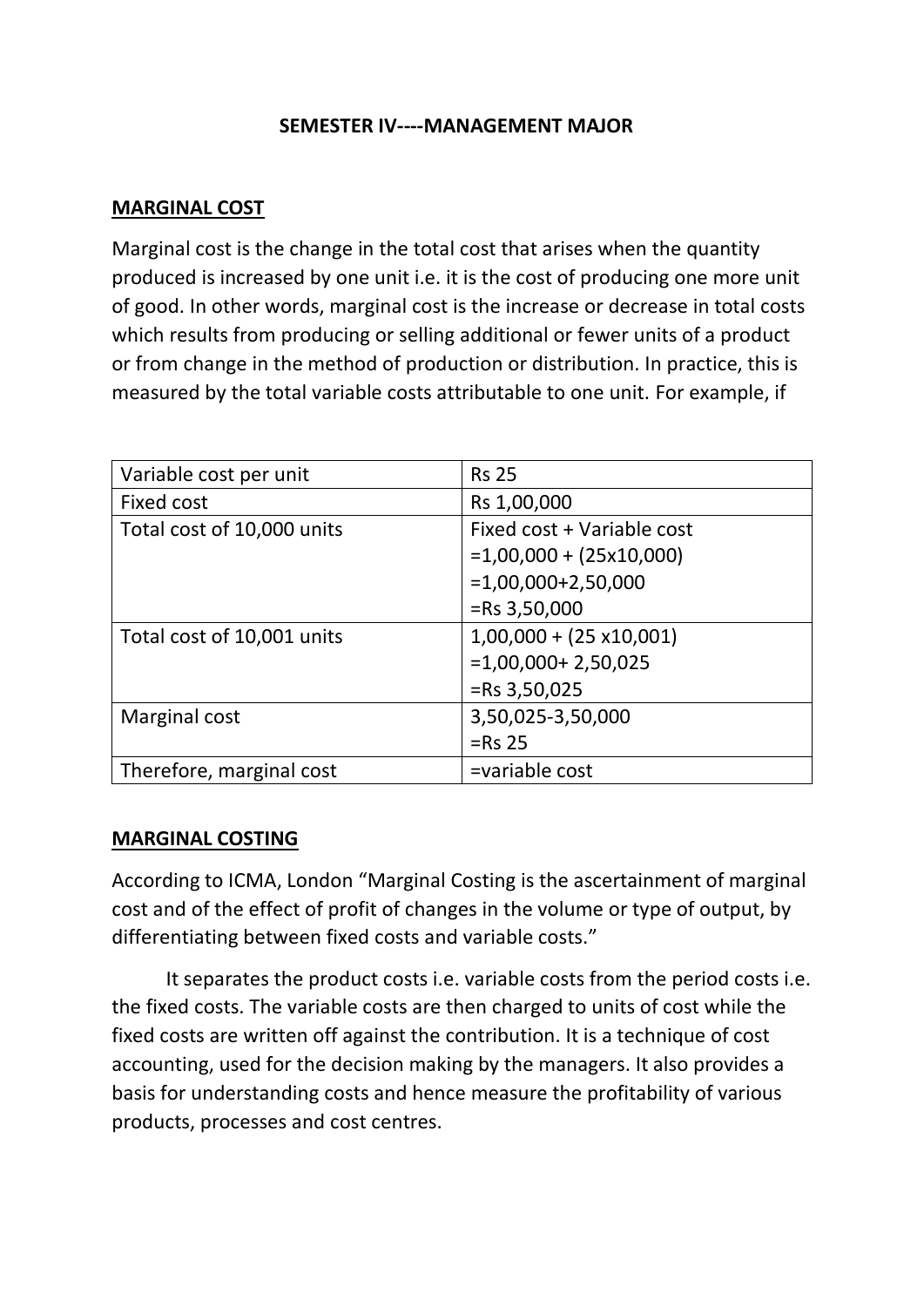**SEMESTER IV----MANAGEMENT MAJOR**

## MARGINAL COST

Marginal cost is the change in the total cost that arises when the quantity produced is increased by one unit i.e. it is the cost of producing one more unit of good. In other words, marginal cost is the increase or decrease in total costs which results from producing or selling additional or fewer units of a product or from change in the method of production or distribution. In practice, this is measured by the total variable costs attributable to one unit. For example, if

| Variable cost per unit | Rs 25 |
|---|---|
| Fixed cost | Rs 1,00,000 |
| Total cost of 10,000 units | Fixed cost + Variable cost<br>=1,00,000 + (25x10,000)<br>=1,00,000+2,50,000<br>=Rs 3,50,000 |
| Total cost of 10,001 units | 1,00,000 + (25 x10,001)<br>=1,00,000+ 2,50,025<br>=Rs 3,50,025 |
| Marginal cost | 3,50,025-3,50,000<br>=Rs 25 |
| Therefore, marginal cost | =variable cost |

## MARGINAL COSTING

According to ICMA, London "Marginal Costing is the ascertainment of marginal cost and of the effect of profit of changes in the volume or type of output, by differentiating between fixed costs and variable costs."

It separates the product costs i.e. variable costs from the period costs i.e. the fixed costs. The variable costs are then charged to units of cost while the fixed costs are written off against the contribution. It is a technique of cost accounting, used for the decision making by the managers. It also provides a basis for understanding costs and hence measure the profitability of various products, processes and cost centres.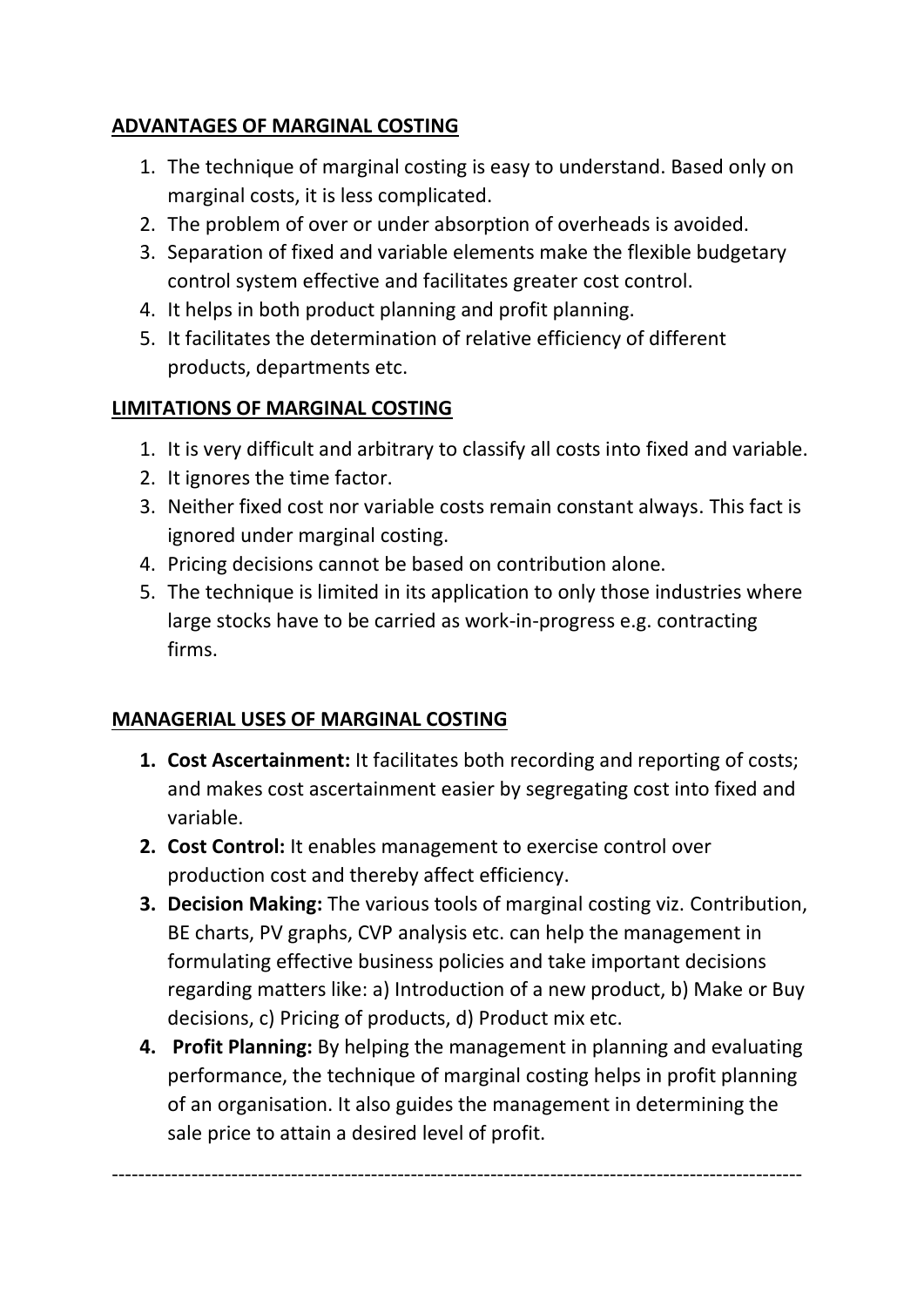## ADVANTAGES OF MARGINAL COSTING

1. The technique of marginal costing is easy to understand. Based only on marginal costs, it is less complicated.
2. The problem of over or under absorption of overheads is avoided.
3. Separation of fixed and variable elements make the flexible budgetary control system effective and facilitates greater cost control.
4. It helps in both product planning and profit planning.
5. It facilitates the determination of relative efficiency of different products, departments etc.

## LIMITATIONS OF MARGINAL COSTING

1. It is very difficult and arbitrary to classify all costs into fixed and variable.
2. It ignores the time factor.
3. Neither fixed cost nor variable costs remain constant always. This fact is ignored under marginal costing.
4. Pricing decisions cannot be based on contribution alone.
5. The technique is limited in its application to only those industries where large stocks have to be carried as work-in-progress e.g. contracting firms.

## MANAGERIAL USES OF MARGINAL COSTING

1. **Cost Ascertainment:** It facilitates both recording and reporting of costs; and makes cost ascertainment easier by segregating cost into fixed and variable.
2. **Cost Control:** It enables management to exercise control over production cost and thereby affect efficiency.
3. **Decision Making:** The various tools of marginal costing viz. Contribution, BE charts, PV graphs, CVP analysis etc. can help the management in formulating effective business policies and take important decisions regarding matters like: a) Introduction of a new product, b) Make or Buy decisions, c) Pricing of products, d) Product mix etc.
4. **Profit Planning:** By helping the management in planning and evaluating performance, the technique of marginal costing helps in profit planning of an organisation. It also guides the management in determining the sale price to attain a desired level of profit.

---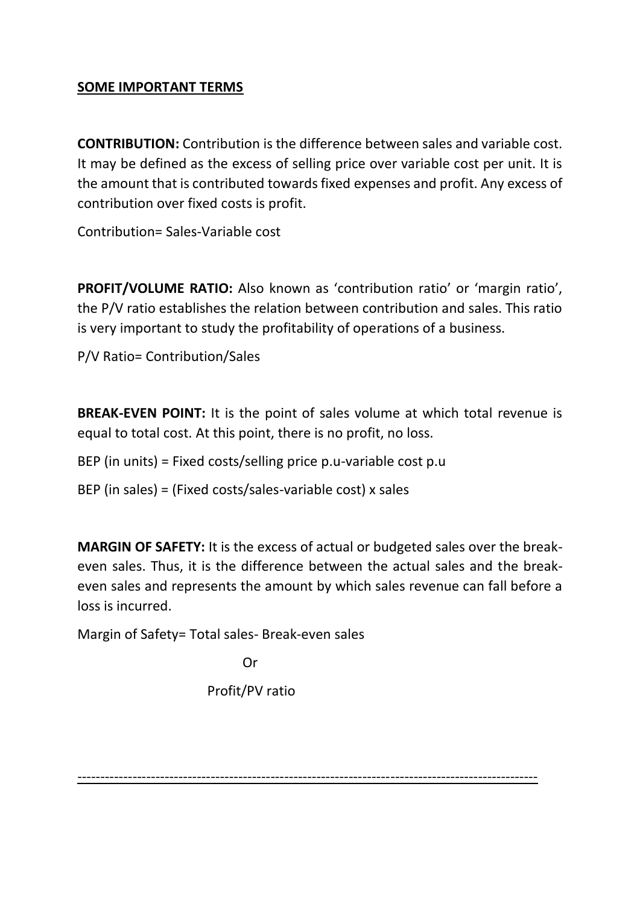**SOME IMPORTANT TERMS**

**CONTRIBUTION:** Contribution is the difference between sales and variable cost. It may be defined as the excess of selling price over variable cost per unit. It is the amount that is contributed towards fixed expenses and profit. Any excess of contribution over fixed costs is profit.

Contribution= Sales-Variable cost

**PROFIT/VOLUME RATIO:** Also known as 'contribution ratio' or 'margin ratio', the P/V ratio establishes the relation between contribution and sales. This ratio is very important to study the profitability of operations of a business.

P/V Ratio= Contribution/Sales

**BREAK-EVEN POINT:** It is the point of sales volume at which total revenue is equal to total cost. At this point, there is no profit, no loss.

BEP (in units) = Fixed costs/selling price p.u-variable cost p.u

BEP (in sales) = (Fixed costs/sales-variable cost) x sales

**MARGIN OF SAFETY:** It is the excess of actual or budgeted sales over the break-even sales. Thus, it is the difference between the actual sales and the break-even sales and represents the amount by which sales revenue can fall before a loss is incurred.

Margin of Safety= Total sales- Break-even sales

Or

Profit/PV ratio

---